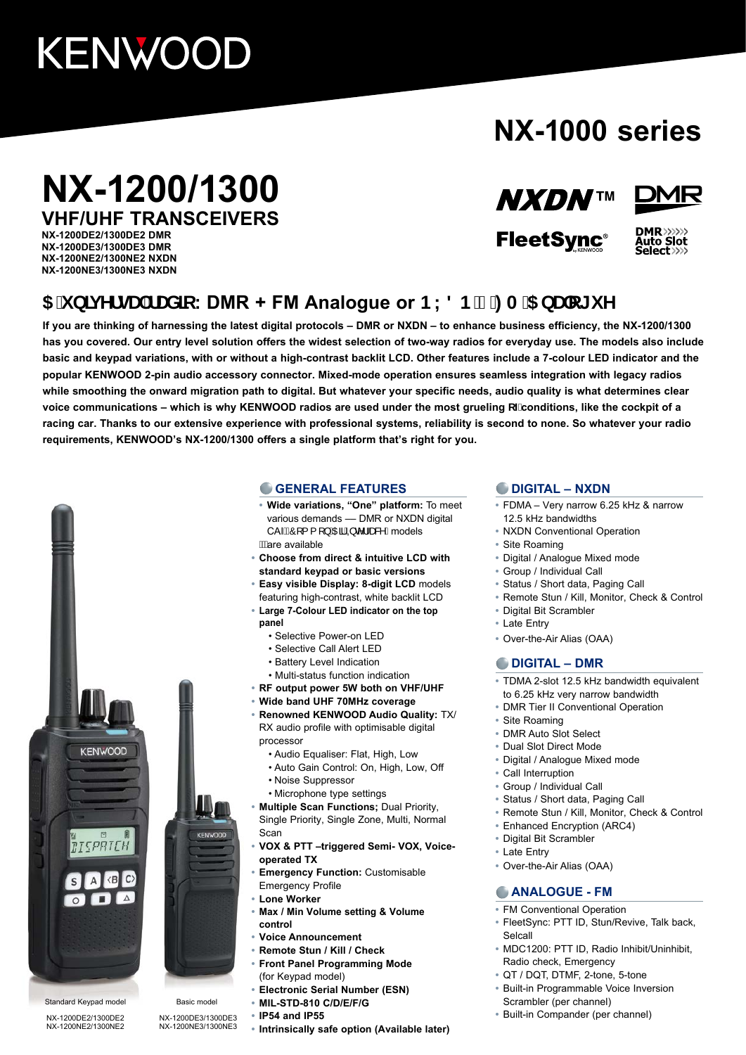# KENWOOD

## NX-1000 series

# NX-1200/1300

## VHF/UHF TRANSCEIVERS

NX-1200DE2/1300DE2 DMR
NX-1200DE3/1300DE3 DMR
NX-1200NE2/1300NE2 NXDN
NX-1200NE3/1300NE3 NXDN

NXDN™ DMR FleetSync® DMR Auto Slot Select

## A universal radio: DMR + FM Analogue or NXDN + FM Analogue

**If you are thinking of harnessing the latest digital protocols – DMR or NXDN – to enhance business efficiency, the NX-1200/1300 has you covered. Our entry level solution offers the widest selection of two-way radios for everyday use. The models also include basic and keypad variations, with or without a high-contrast backlit LCD. Other features include a 7-colour LED indicator and the popular KENWOOD 2-pin audio accessory connector. Mixed-mode operation ensures seamless integration with legacy radios while smoothing the onward migration path to digital. But whatever your specific needs, audio quality is what determines clear voice communications – which is why KENWOOD radios are used under the most grueling of conditions, like the cockpit of a racing car. Thanks to our extensive experience with professional systems, reliability is second to none. So whatever your radio requirements, KENWOOD's NX-1200/1300 offers a single platform that's right for you.**

Standard Keypad model
NX-1200DE2/1300DE2
NX-1200NE2/1300NE2

Basic model
NX-1200DE3/1300DE3
NX-1200NE3/1300NE3

### GENERAL FEATURES

- **Wide variations, "One" platform:** To meet various demands — DMR or NXDN digital CAI (Common Air Interface) models are available
- **Choose from direct & intuitive LCD with standard keypad or basic versions**
- **Easy visible Display: 8-digit LCD** models featuring high-contrast, white backlit LCD
- **Large 7-Colour LED indicator on the top panel**
  - Selective Power-on LED
  - Selective Call Alert LED
  - Battery Level Indication
  - Multi-status function indication
- **RF output power 5W both on VHF/UHF**
- **Wide band UHF 70MHz coverage**
- **Renowned KENWOOD Audio Quality:** TX/RX audio profile with optimisable digital processor
  - Audio Equaliser: Flat, High, Low
  - Auto Gain Control: On, High, Low, Off
  - Noise Suppressor
  - Microphone type settings
- **Multiple Scan Functions;** Dual Priority, Single Priority, Single Zone, Multi, Normal Scan
- **VOX & PTT –triggered Semi- VOX, Voice-operated TX**
- **Emergency Function:** Customisable Emergency Profile
- **Lone Worker**
- **Max / Min Volume setting & Volume control**
- **Voice Announcement**
- **Remote Stun / Kill / Check**
- **Front Panel Programming Mode** (for Keypad model)
- **Electronic Serial Number (ESN)**
- **MIL-STD-810 C/D/E/F/G**
- **IP54 and IP55**
- **Intrinsically safe option (Available later)**

### DIGITAL – NXDN

- FDMA – Very narrow 6.25 kHz & narrow 12.5 kHz bandwidths
- NXDN Conventional Operation
- Site Roaming
- Digital / Analogue Mixed mode
- Group / Individual Call
- Status / Short data, Paging Call
- Remote Stun / Kill, Monitor, Check & Control
- Digital Bit Scrambler
- Late Entry
- Over-the-Air Alias (OAA)

### DIGITAL – DMR

- TDMA 2-slot 12.5 kHz bandwidth equivalent to 6.25 kHz very narrow bandwidth
- DMR Tier II Conventional Operation
- Site Roaming
- DMR Auto Slot Select
- Dual Slot Direct Mode
- Digital / Analogue Mixed mode
- Call Interruption
- Group / Individual Call
- Status / Short data, Paging Call
- Remote Stun / Kill, Monitor, Check & Control
- Enhanced Encryption (ARC4)
- Digital Bit Scrambler
- Late Entry
- Over-the-Air Alias (OAA)

### ANALOGUE - FM

- FM Conventional Operation
- FleetSync: PTT ID, Stun/Revive, Talk back, Selcall
- MDC1200: PTT ID, Radio Inhibit/Uninhibit, Radio check, Emergency
- QT / DQT, DTMF, 2-tone, 5-tone
- Built-in Programmable Voice Inversion Scrambler (per channel)
- Built-in Compander (per channel)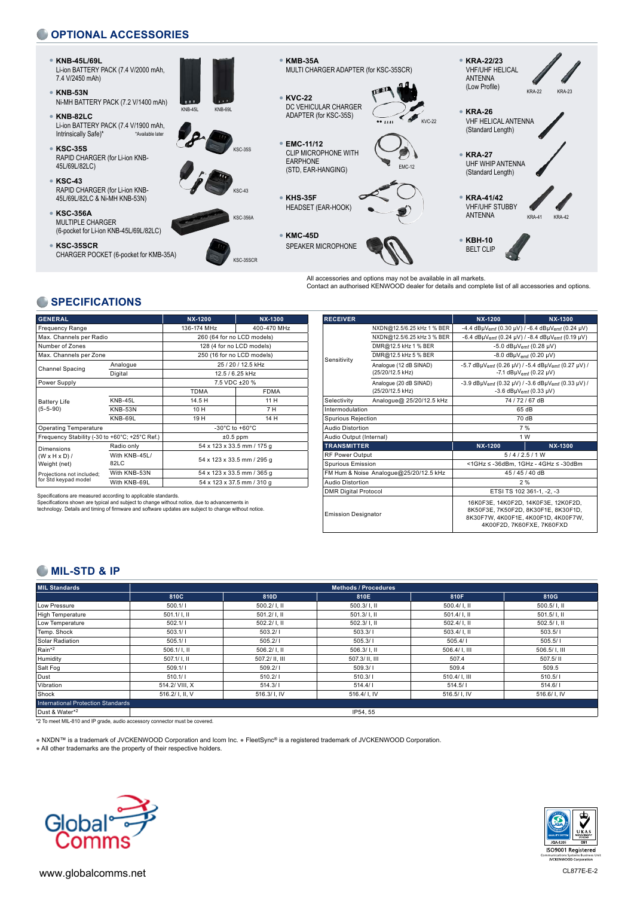## OPTIONAL ACCESSORIES

- **KNB-45L/69L**
  Li-ion BATTERY PACK (7.4 V/2000 mAh, 7.4 V/2450 mAh)
- **KNB-53N**
  Ni-MH BATTERY PACK (7.2 V/1400 mAh)
- **KNB-82LC**
  Li-ion BATTERY PACK (7.4 V/1900 mAh, Intrinsically Safe)* *Available later
- **KSC-35S**
  RAPID CHARGER (for Li-ion KNB-45L/69L/82LC)
- **KSC-43**
  RAPID CHARGER (for Li-ion KNB-45L/69L/82LC & Ni-MH KNB-53N)
- **KSC-356A**
  MULTIPLE CHARGER
  (6-pocket for Li-ion KNB-45L/69L/82LC)
- **KSC-35SCR**
  CHARGER POCKET (6-pocket for KMB-35A)

KNB-45L KNB-69L KSC-35S KSC-43 KSC-356A KSC-35SCR

- **KMB-35A**
  MULTI CHARGER ADAPTER (for KSC-35SCR)
- **KVC-22**
  DC VEHICULAR CHARGER ADAPTER (for KSC-35S)
- **EMC-11/12**
  CLIP MICROPHONE WITH EARPHONE
  (STD, EAR-HANGING)
- **KHS-35F**
  HEADSET (EAR-HOOK)
- **KMC-45D**
  SPEAKER MICROPHONE

KVC-22 EMC-12

- **KRA-22/23**
  VHF/UHF HELICAL ANTENNA
  (Low Profile)
- **KRA-26**
  VHF HELICAL ANTENNA
  (Standard Length)
- **KRA-27**
  UHF WHIP ANTENNA
  (Standard Length)
- **KRA-41/42**
  VHF/UHF STUBBY ANTENNA
- **KBH-10**
  BELT CLIP

KRA-22 KRA-23 KRA-41 KRA-42

All accessories and options may not be available in all markets.
Contact an authorised KENWOOD dealer for details and complete list of all accessories and options.

## SPECIFICATIONS

| GENERAL | | NX-1200 | NX-1300 |
|---|---|---|---|
| Frequency Range | | 136-174 MHz | 400-470 MHz |
| Max. Channels per Radio | | 260 (64 for no LCD models) | |
| Number of Zones | | 128 (4 for no LCD models) | |
| Max. Channels per Zone | | 250 (16 for no LCD models) | |
| Channel Spacing | Analogue | 25 / 20 / 12.5 kHz | |
| | Digital | 12.5 / 6.25 kHz | |
| Power Supply | | 7.5 VDC ±20 % | |
| Battery Life (5-5-90) | | TDMA | FDMA |
| | KNB-45L | 14.5 H | 11 H |
| | KNB-53N | 10 H | 7 H |
| | KNB-69L | 19 H | 14 H |
| Operating Temperature | | -30°C to +60°C | |
| Frequency Stability (-30 to +60°C; +25°C Ref.) | | ±0.5 ppm | |
| Dimensions (W x H x D) / Weight (net) | Radio only | 54 x 123 x 33.5 mm / 175 g | |
| | With KNB-45L/ 82LC | 54 x 123 x 33.5 mm / 295 g | |
| Projections not included; for Std keypad model | With KNB-53N | 54 x 123 x 33.5 mm / 365 g | |
| | With KNB-69L | 54 x 123 x 37.5 mm / 310 g | |

Specifications are measured according to applicable standards.
Specifications shown are typical and subject to change without notice, due to advancements in technology. Details and timing of firmware and software updates are subject to change without notice.

| RECEIVER | | NX-1200 | NX-1300 |
|---|---|---|---|
| Sensitivity | NXDN@12.5/6.25 kHz 1 % BER | -4.4 dBμV$_{emf}$ (0.30 μV) / -6.4 dBμV$_{emf}$ (0.24 μV) | |
| | NXDN@12.5/6.25 kHz 3 % BER | -6.4 dBμV$_{emf}$ (0.24 μV) / -8.4 dBμV$_{emf}$ (0.19 μV) | |
| | DMR@12.5 kHz 1 % BER | -5.0 dBμV$_{emf}$ (0.28 μV) | |
| | DMR@12.5 kHz 5 % BER | -8.0 dBμV$_{emf}$ (0.20 μV) | |
| | Analogue (12 dB SINAD) (25/20/12.5 kHz) | -5.7 dBμV$_{emf}$ (0.26 μV) / -5.4 dBμV$_{emf}$ (0.27 μV) / -7.1 dBμV$_{emf}$ (0.22 μV) | |
| | Analogue (20 dB SINAD) (25/20/12.5 kHz) | -3.9 dBμV$_{emf}$ (0.32 μV) / -3.6 dBμV$_{emf}$ (0.33 μV) / -3.6 dBμV$_{emf}$ (0.33 μV) | |
| Selectivity | Analogue@ 25/20/12.5 kHz | 74 / 72 / 67 dB | |
| Intermodulation | | 65 dB | |
| Spurious Rejection | | 70 dB | |
| Audio Distortion | | 7 % | |
| Audio Output (Internal) | | 1 W | |
| **TRANSMITTER** | | **NX-1200** | **NX-1300** |
| RF Power Output | | 5 / 4 / 2.5 / 1 W | |
| Spurious Emission | | <1GHz ≤ -36dBm, 1GHz - 4GHz ≤ -30dBm | |
| FM Hum & Noise Analogue@25/20/12.5 kHz | | 45 / 45 / 40 dB | |
| Audio Distortion | | 2 % | |
| DMR Digital Protocol | | ETSI TS 102 361-1, -2, -3 | |
| Emission Designator | | 16K0F3E, 14K0F2D, 14K0F3E, 12K0F2D, 8K50F3E, 7K50F2D, 8K30F1E, 8K30F1D, 8K30F7W, 4K00F1E, 4K00F1D, 4K00F7W, 4K00F2D, 7K60FXE, 7K60FXD | |

## MIL-STD & IP

| MIL Standards | Methods / Procedures | | | | |
|---|---|---|---|---|---|
| | 810C | 810D | 810E | 810F | 810G |
| Low Pressure | 500.1/ I | 500.2/ I, II | 500.3/ I, II | 500.4/ I, II | 500.5/ I, II |
| High Temperature | 501.1/ I, II | 501.2/ I, II | 501.3/ I, II | 501.4/ I, II | 501.5/ I, II |
| Low Temperature | 502.1/ I | 502.2/ I, II | 502.3/ I, II | 502.4/ I, II | 502.5/ I, II |
| Temp. Shock | 503.1/ I | 503.2/ I | 503.3/ I | 503.4/ I, II | 503.5/ I |
| Solar Radiation | 505.1/ I | 505.2/ I | 505.3/ I | 505.4/ I | 505.5/ I |
| Rain*2 | 506.1/ I, II | 506.2/ I, II | 506.3/ I, II | 506.4/ I, III | 506.5/ I, III |
| Humidity | 507.1/ I, II | 507.2/ II, III | 507.3/ II, III | 507.4 | 507.5/ II |
| Salt Fog | 509.1/ I | 509.2/ I | 509.3/ I | 509.4 | 509.5 |
| Dust | 510.1/ I | 510.2/ I | 510.3/ I | 510.4/ I, III | 510.5/ I |
| Vibration | 514.2/ VIII, X | 514.3/ I | 514.4/ I | 514.5/ I | 514.6/ I |
| Shock | 516.2/ I, II, V | 516.3/ I, IV | 516.4/ I, IV | 516.5/ I, IV | 516.6/ I, IV |
| International Protection Standards | | | | | |
| Dust & Water*2 | IP54, 55 | | | | |

*2 To meet MIL-810 and IP grade, audio accessory connector must be covered.

- NXDN™ is a trademark of JVCKENWOOD Corporation and Icom Inc. ● FleetSync® is a registered trademark of JVCKENWOOD Corporation.
- All other trademarks are the property of their respective holders.

Global Comms

ISO9001 Registered
Communications Systems Business Unit
JVCKENWOOD Corporation

www.globalcomms.net

CL877E-E-2